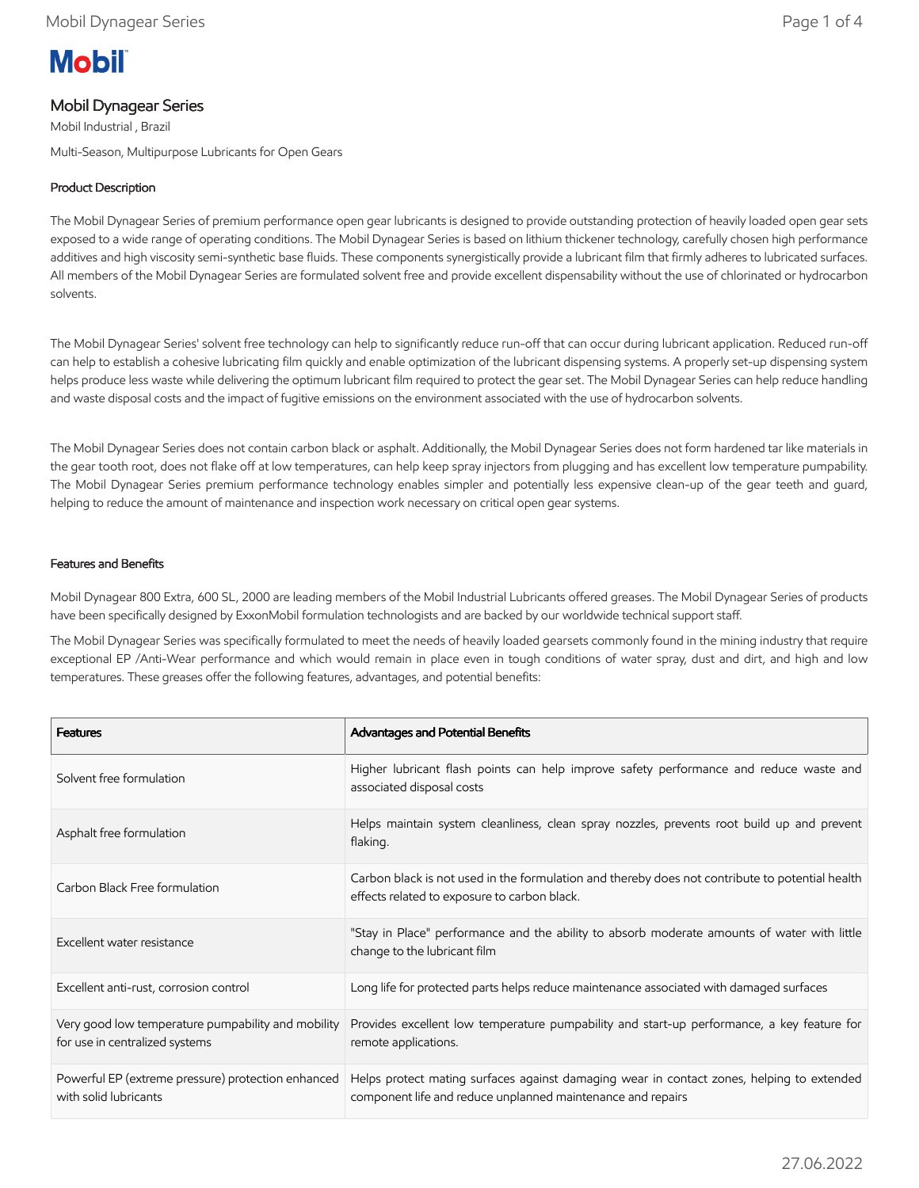Mobil

# Mobil Dynagear Series

Mobil Industrial , Brazil

Multi-Season, Multipurpose Lubricants for Open Gears

## Product Description

The Mobil Dynagear Series of premium performance open gear lubricants is designed to provide outstanding protection of heavily loaded open gear sets exposed to a wide range of operating conditions. The Mobil Dynagear Series is based on lithium thickener technology, carefully chosen high performance additives and high viscosity semi-synthetic base fluids. These components synergistically provide a lubricant film that firmly adheres to lubricated surfaces. All members of the Mobil Dynagear Series are formulated solvent free and provide excellent dispensability without the use of chlorinated or hydrocarbon solvents.

The Mobil Dynagear Series' solvent free technology can help to significantly reduce run-off that can occur during lubricant application. Reduced run-off can help to establish a cohesive lubricating film quickly and enable optimization of the lubricant dispensing systems. A properly set-up dispensing system helps produce less waste while delivering the optimum lubricant film required to protect the gear set. The Mobil Dynagear Series can help reduce handling and waste disposal costs and the impact of fugitive emissions on the environment associated with the use of hydrocarbon solvents.

The Mobil Dynagear Series does not contain carbon black or asphalt. Additionally, the Mobil Dynagear Series does not form hardened tar like materials in the gear tooth root, does not flake off at low temperatures, can help keep spray injectors from plugging and has excellent low temperature pumpability. The Mobil Dynagear Series premium performance technology enables simpler and potentially less expensive clean-up of the gear teeth and guard, helping to reduce the amount of maintenance and inspection work necessary on critical open gear systems.

## Features and Benefits

Mobil Dynagear 800 Extra, 600 SL, 2000 are leading members of the Mobil Industrial Lubricants offered greases. The Mobil Dynagear Series of products have been specifically designed by ExxonMobil formulation technologists and are backed by our worldwide technical support staff.

The Mobil Dynagear Series was specifically formulated to meet the needs of heavily loaded gearsets commonly found in the mining industry that require exceptional EP /Anti-Wear performance and which would remain in place even in tough conditions of water spray, dust and dirt, and high and low temperatures. These greases offer the following features, advantages, and potential benefits:

| Features | Advantages and Potential Benefits |
|---|---|
| Solvent free formulation | Higher lubricant flash points can help improve safety performance and reduce waste and associated disposal costs |
| Asphalt free formulation | Helps maintain system cleanliness, clean spray nozzles, prevents root build up and prevent flaking. |
| Carbon Black Free formulation | Carbon black is not used in the formulation and thereby does not contribute to potential health effects related to exposure to carbon black. |
| Excellent water resistance | "Stay in Place" performance and the ability to absorb moderate amounts of water with little change to the lubricant film |
| Excellent anti-rust, corrosion control | Long life for protected parts helps reduce maintenance associated with damaged surfaces |
| Very good low temperature pumpability and mobility for use in centralized systems | Provides excellent low temperature pumpability and start-up performance, a key feature for remote applications. |
| Powerful EP (extreme pressure) protection enhanced with solid lubricants | Helps protect mating surfaces against damaging wear in contact zones, helping to extended component life and reduce unplanned maintenance and repairs |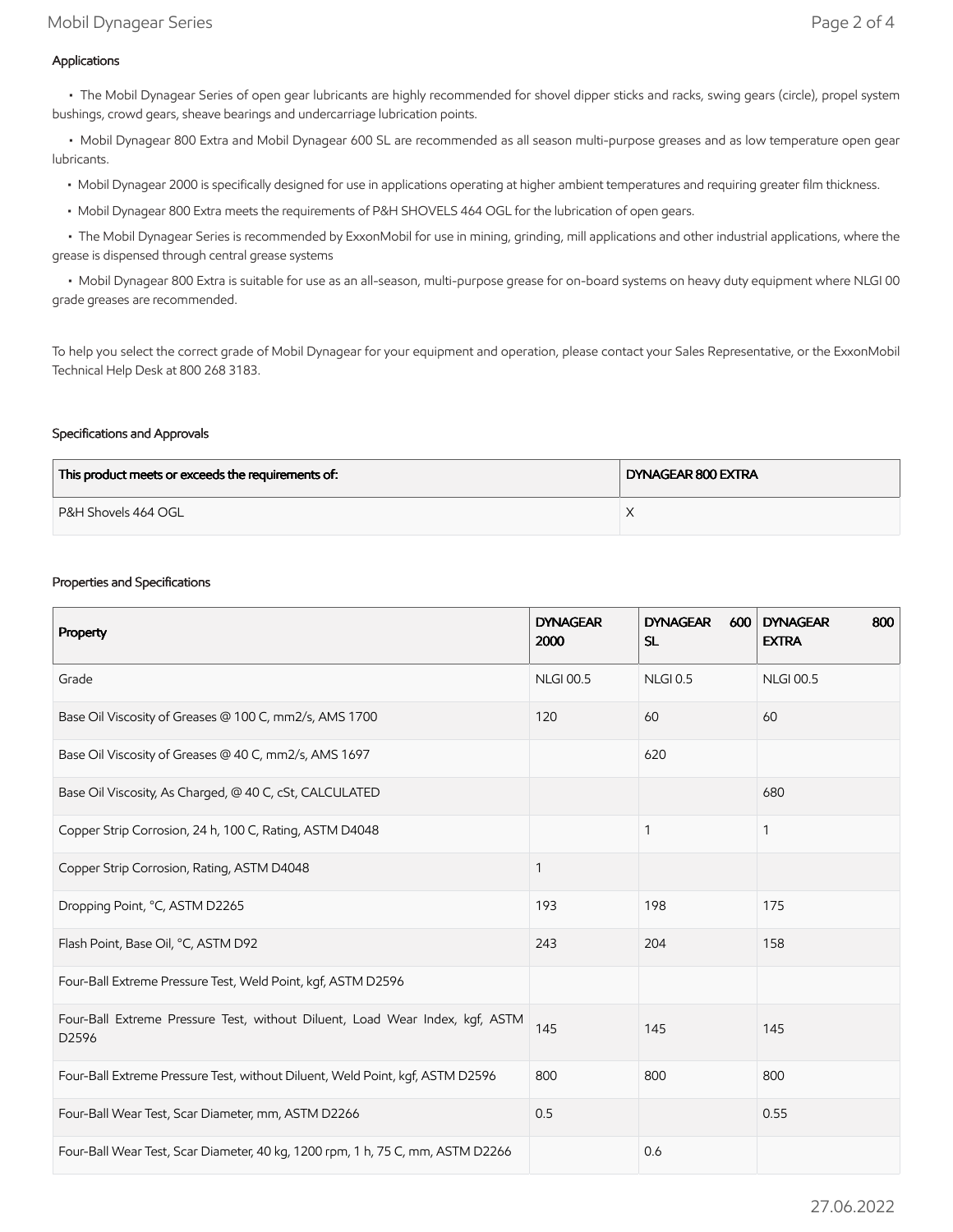### Applications

- The Mobil Dynagear Series of open gear lubricants are highly recommended for shovel dipper sticks and racks, swing gears (circle), propel system bushings, crowd gears, sheave bearings and undercarriage lubrication points.
- Mobil Dynagear 800 Extra and Mobil Dynagear 600 SL are recommended as all season multi-purpose greases and as low temperature open gear lubricants.
- Mobil Dynagear 2000 is specifically designed for use in applications operating at higher ambient temperatures and requiring greater film thickness.
- Mobil Dynagear 800 Extra meets the requirements of P&H SHOVELS 464 OGL for the lubrication of open gears.
- The Mobil Dynagear Series is recommended by ExxonMobil for use in mining, grinding, mill applications and other industrial applications, where the grease is dispensed through central grease systems
- Mobil Dynagear 800 Extra is suitable for use as an all-season, multi-purpose grease for on-board systems on heavy duty equipment where NLGI 00 grade greases are recommended.

To help you select the correct grade of Mobil Dynagear for your equipment and operation, please contact your Sales Representative, or the ExxonMobil Technical Help Desk at 800 268 3183.

### Specifications and Approvals

| This product meets or exceeds the requirements of: | DYNAGEAR 800 EXTRA |
|---|---|
| P&H Shovels 464 OGL | X |

### Properties and Specifications

| Property | DYNAGEAR 2000 | DYNAGEAR 600 SL | DYNAGEAR 800 EXTRA |
|---|---|---|---|
| Grade | NLGI 00.5 | NLGI 0.5 | NLGI 00.5 |
| Base Oil Viscosity of Greases @ 100 C, mm2/s, AMS 1700 | 120 | 60 | 60 |
| Base Oil Viscosity of Greases @ 40 C, mm2/s, AMS 1697 | | 620 | |
| Base Oil Viscosity, As Charged, @ 40 C, cSt, CALCULATED | | | 680 |
| Copper Strip Corrosion, 24 h, 100 C, Rating, ASTM D4048 | | 1 | 1 |
| Copper Strip Corrosion, Rating, ASTM D4048 | 1 | | |
| Dropping Point, °C, ASTM D2265 | 193 | 198 | 175 |
| Flash Point, Base Oil, °C, ASTM D92 | 243 | 204 | 158 |
| Four-Ball Extreme Pressure Test, Weld Point, kgf, ASTM D2596 | | | |
| Four-Ball Extreme Pressure Test, without Diluent, Load Wear Index, kgf, ASTM D2596 | 145 | 145 | 145 |
| Four-Ball Extreme Pressure Test, without Diluent, Weld Point, kgf, ASTM D2596 | 800 | 800 | 800 |
| Four-Ball Wear Test, Scar Diameter, mm, ASTM D2266 | 0.5 | | 0.55 |
| Four-Ball Wear Test, Scar Diameter, 40 kg, 1200 rpm, 1 h, 75 C, mm, ASTM D2266 | | 0.6 | |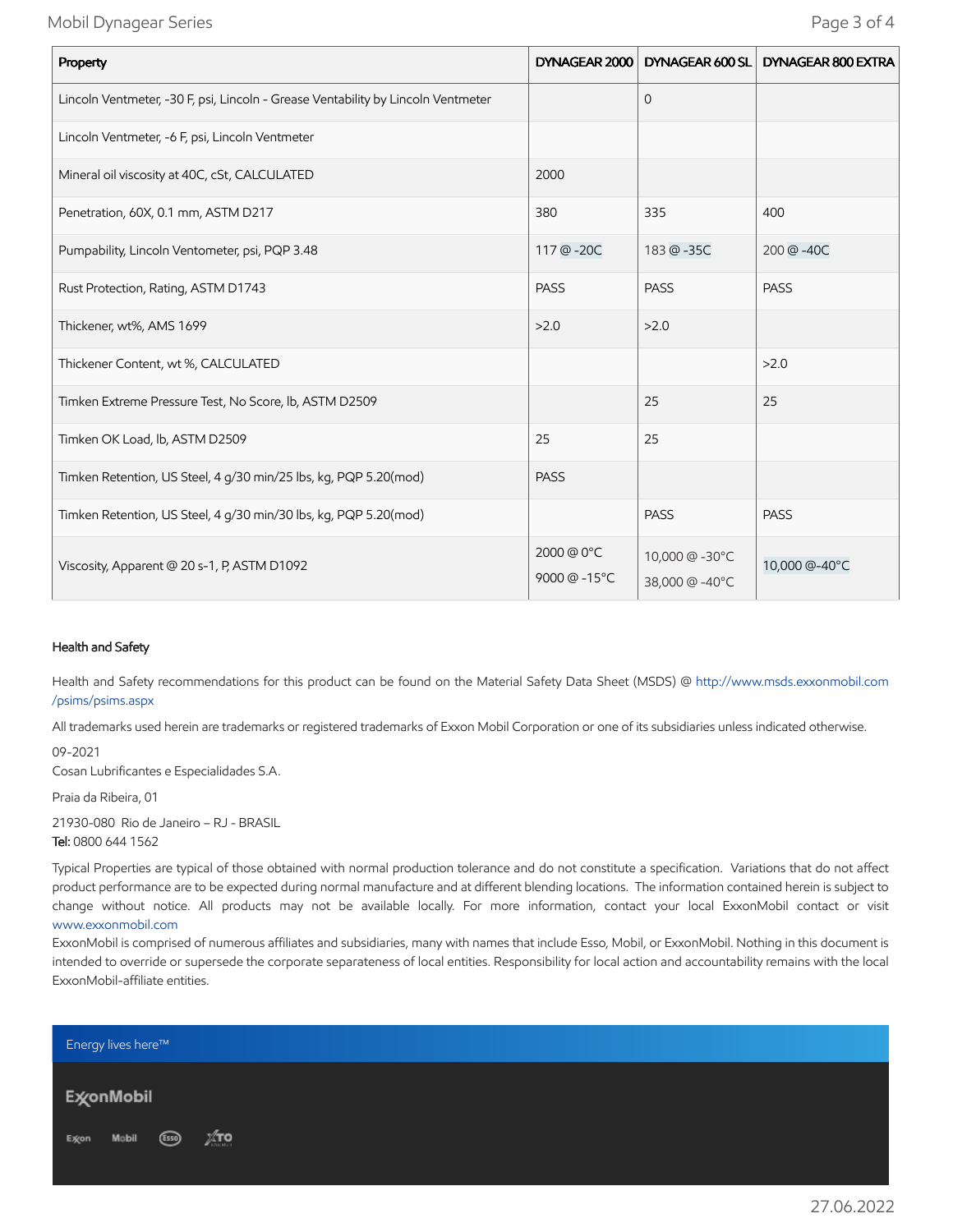| Property | DYNAGEAR 2000 | DYNAGEAR 600 SL | DYNAGEAR 800 EXTRA |
|---|---|---|---|
| Lincoln Ventmeter, -30 F, psi, Lincoln - Grease Ventability by Lincoln Ventmeter | | 0 | |
| Lincoln Ventmeter, -6 F, psi, Lincoln Ventmeter | | | |
| Mineral oil viscosity at 40C, cSt, CALCULATED | 2000 | | |
| Penetration, 60X, 0.1 mm, ASTM D217 | 380 | 335 | 400 |
| Pumpability, Lincoln Ventometer, psi, PQP 3.48 | 117 @ -20C | 183 @ -35C | 200 @ -40C |
| Rust Protection, Rating, ASTM D1743 | PASS | PASS | PASS |
| Thickener, wt%, AMS 1699 | >2.0 | >2.0 | |
| Thickener Content, wt %, CALCULATED | | | >2.0 |
| Timken Extreme Pressure Test, No Score, lb, ASTM D2509 | | 25 | 25 |
| Timken OK Load, lb, ASTM D2509 | 25 | 25 | |
| Timken Retention, US Steel, 4 g/30 min/25 lbs, kg, PQP 5.20(mod) | PASS | | |
| Timken Retention, US Steel, 4 g/30 min/30 lbs, kg, PQP 5.20(mod) | | PASS | PASS |
| Viscosity, Apparent @ 20 s-1, P, ASTM D1092 | 2000 @ 0°C<br>9000 @ -15°C | 10,000 @ -30°C<br>38,000 @ -40°C | 10,000 @-40°C |

### Health and Safety

Health and Safety recommendations for this product can be found on the Material Safety Data Sheet (MSDS) @ http://www.msds.exxonmobil.com/psims/psims.aspx

All trademarks used herein are trademarks or registered trademarks of Exxon Mobil Corporation or one of its subsidiaries unless indicated otherwise.

09-2021
Cosan Lubrificantes e Especialidades S.A.

Praia da Ribeira, 01

21930-080 Rio de Janeiro – RJ - BRASIL
**Tel:** 0800 644 1562

Typical Properties are typical of those obtained with normal production tolerance and do not constitute a specification. Variations that do not affect product performance are to be expected during normal manufacture and at different blending locations. The information contained herein is subject to change without notice. All products may not be available locally. For more information, contact your local ExxonMobil contact or visit www.exxonmobil.com

ExxonMobil is comprised of numerous affiliates and subsidiaries, many with names that include Esso, Mobil, or ExxonMobil. Nothing in this document is intended to override or supersede the corporate separateness of local entities. Responsibility for local action and accountability remains with the local ExxonMobil-affiliate entities.

Energy lives here™

ExxonMobil

Exxon Mobil Esso XTO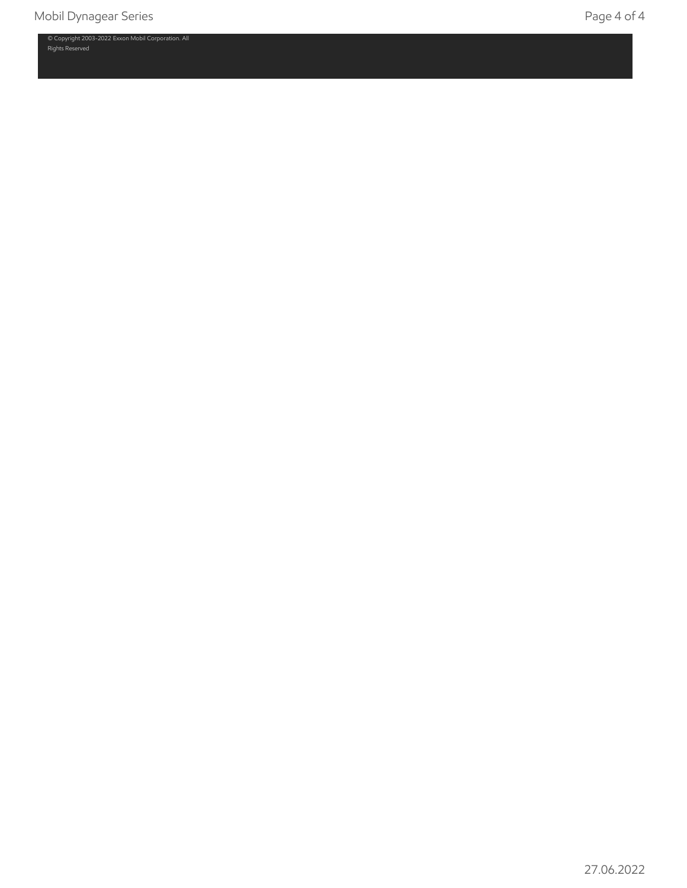© Copyright 2003-2022 Exxon Mobil Corporation. All Rights Reserved